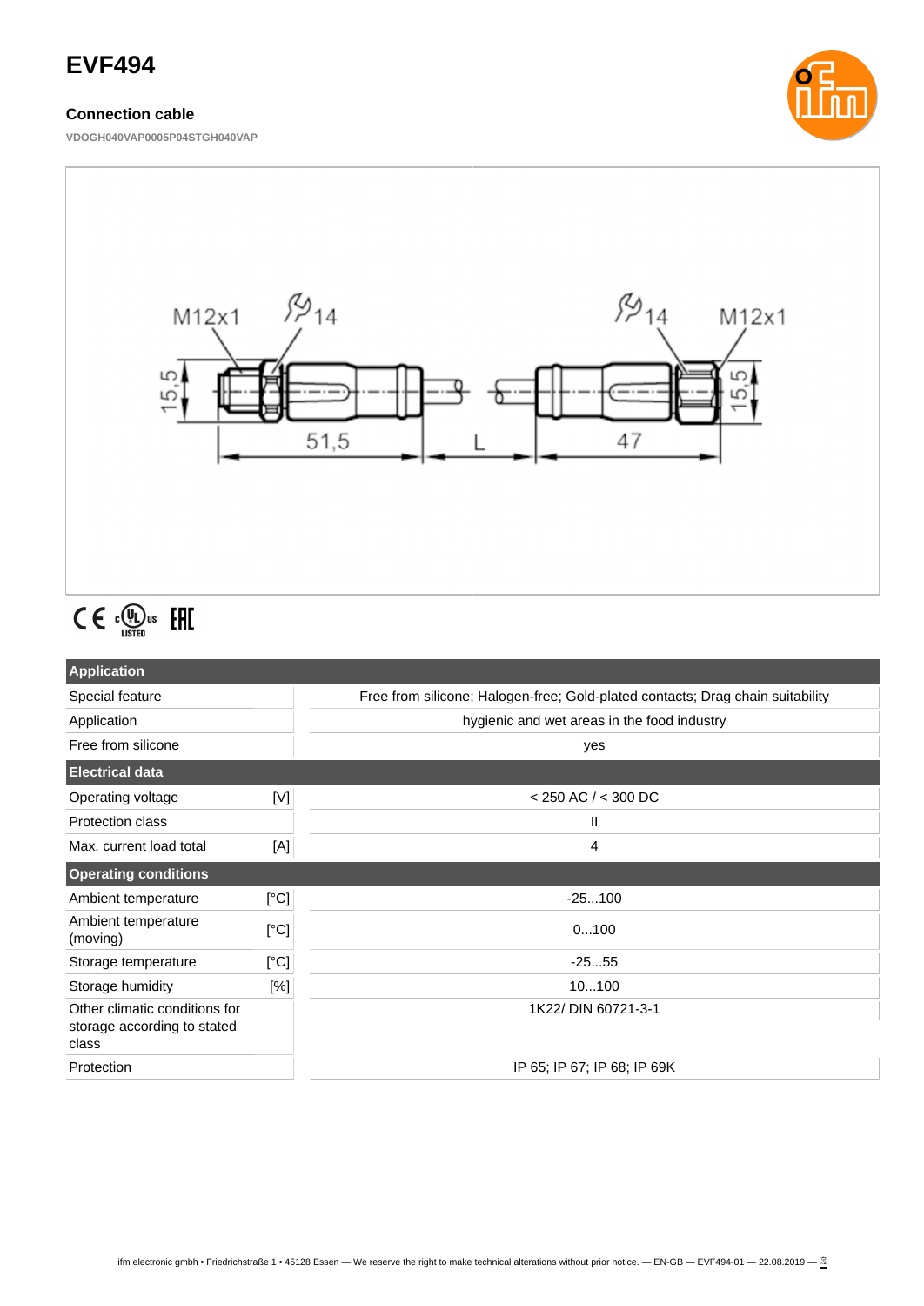# EVF494

### Connection cable

VDOGH040VAP0005P04STGH040VAP

M12x1 14 14 M12x1

15,5 15,5

51,5 L 47

| Application | | |
|---|---|---|
| Special feature | | Free from silicone; Halogen-free; Gold-plated contacts; Drag chain suitability |
| Application | | hygienic and wet areas in the food industry |
| Free from silicone | | yes |
| **Electrical data** | | |
| Operating voltage | [V] | < 250 AC / < 300 DC |
| Protection class | | II |
| Max. current load total | [A] | 4 |
| **Operating conditions** | | |
| Ambient temperature | [°C] | -25...100 |
| Ambient temperature (moving) | [°C] | 0...100 |
| Storage temperature | [°C] | -25...55 |
| Storage humidity | [%] | 10...100 |
| Other climatic conditions for storage according to stated class | | 1K22/ DIN 60721-3-1 |
| Protection | | IP 65; IP 67; IP 68; IP 69K |

ifm electronic gmbh • Friedrichstraße 1 • 45128 Essen — We reserve the right to make technical alterations without prior notice. — EN-GB — EVF494-01 — 22.08.2019 —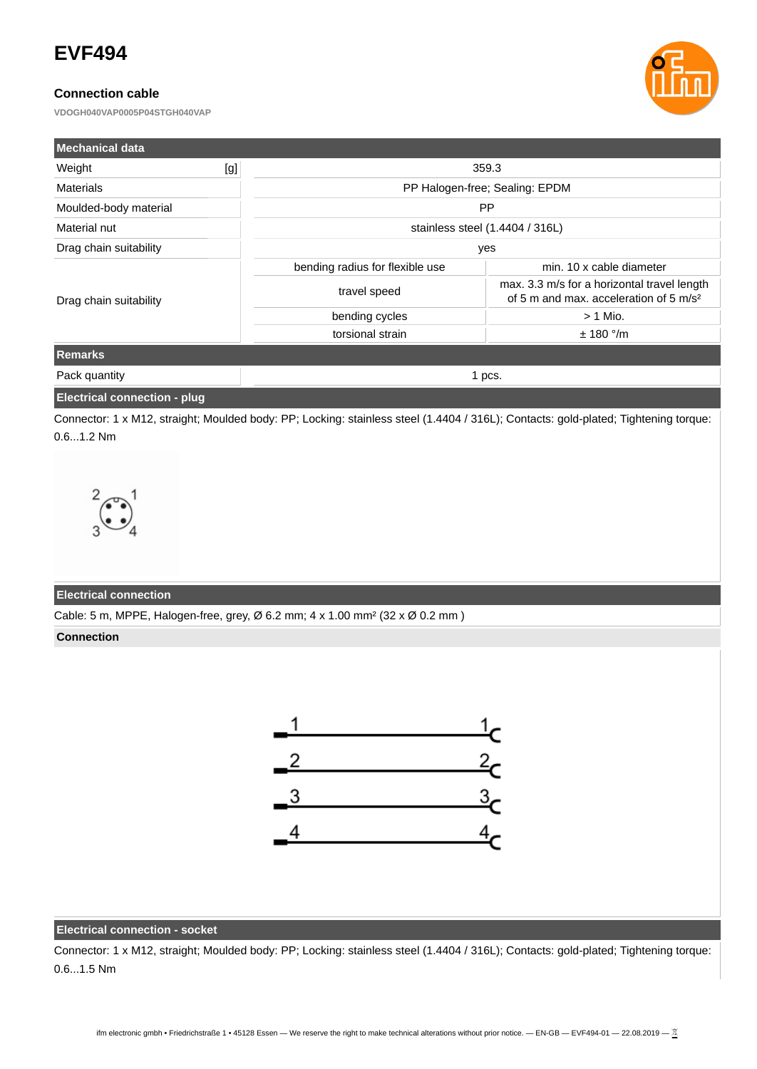# EVF494

**Connection cable**

VDOGH040VAP0005P04STGH040VAP

| Mechanical data | | |
|---|---|---|
| Weight [g] | 359.3 | |
| Materials | PP Halogen-free; Sealing: EPDM | |
| Moulded-body material | PP | |
| Material nut | stainless steel (1.4404 / 316L) | |
| Drag chain suitability | yes | |
| Drag chain suitability | bending radius for flexible use | min. 10 x cable diameter |
| | travel speed | max. 3.3 m/s for a horizontal travel length of 5 m and max. acceleration of 5 m/s² |
| | bending cycles | > 1 Mio. |
| | torsional strain | ± 180 °/m |

| Remarks | |
|---|---|
| Pack quantity | 1 pcs. |

## Electrical connection - plug

Connector: 1 x M12, straight; Moulded body: PP; Locking: stainless steel (1.4404 / 316L); Contacts: gold-plated; Tightening torque: 0.6...1.2 Nm

2 1
3 4

## Electrical connection

Cable: 5 m, MPPE, Halogen-free, grey, Ø 6.2 mm; 4 x 1.00 mm² (32 x Ø 0.2 mm )

**Connection**

| Plug | Socket |
|---|---|
| 1 | 1 |
| 2 | 2 |
| 3 | 3 |
| 4 | 4 |

## Electrical connection - socket

Connector: 1 x M12, straight; Moulded body: PP; Locking: stainless steel (1.4404 / 316L); Contacts: gold-plated; Tightening torque: 0.6...1.5 Nm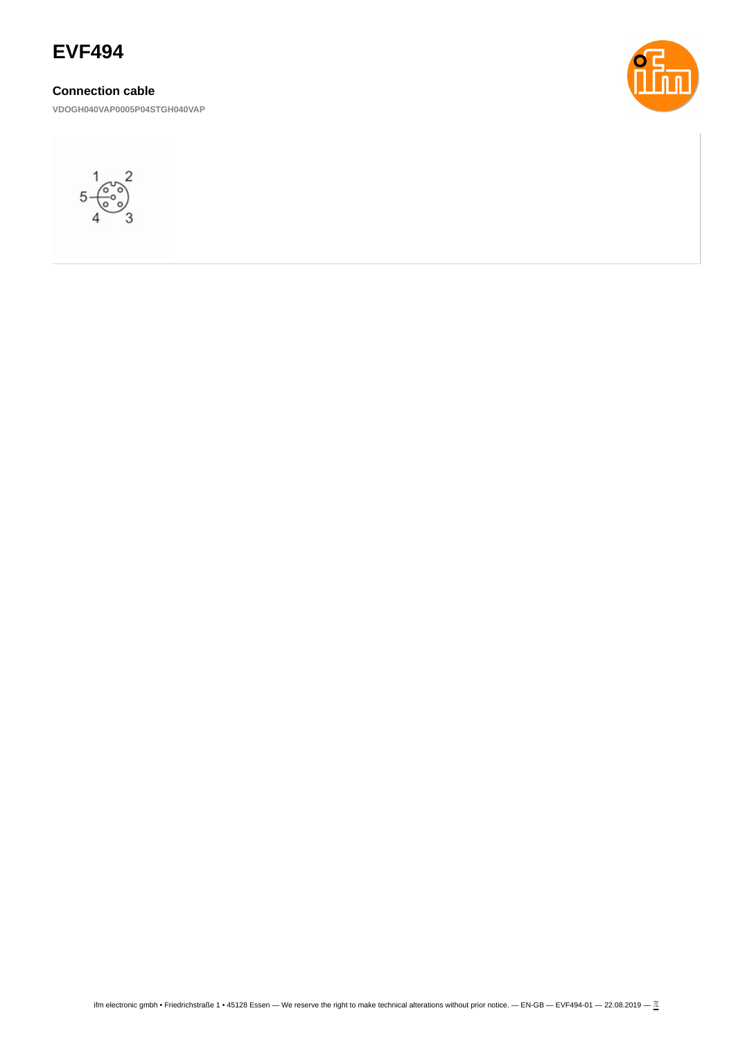# EVF494

### Connection cable

**VDOGH040VAP0005P04STGH040VAP**

1
2
5
4
3